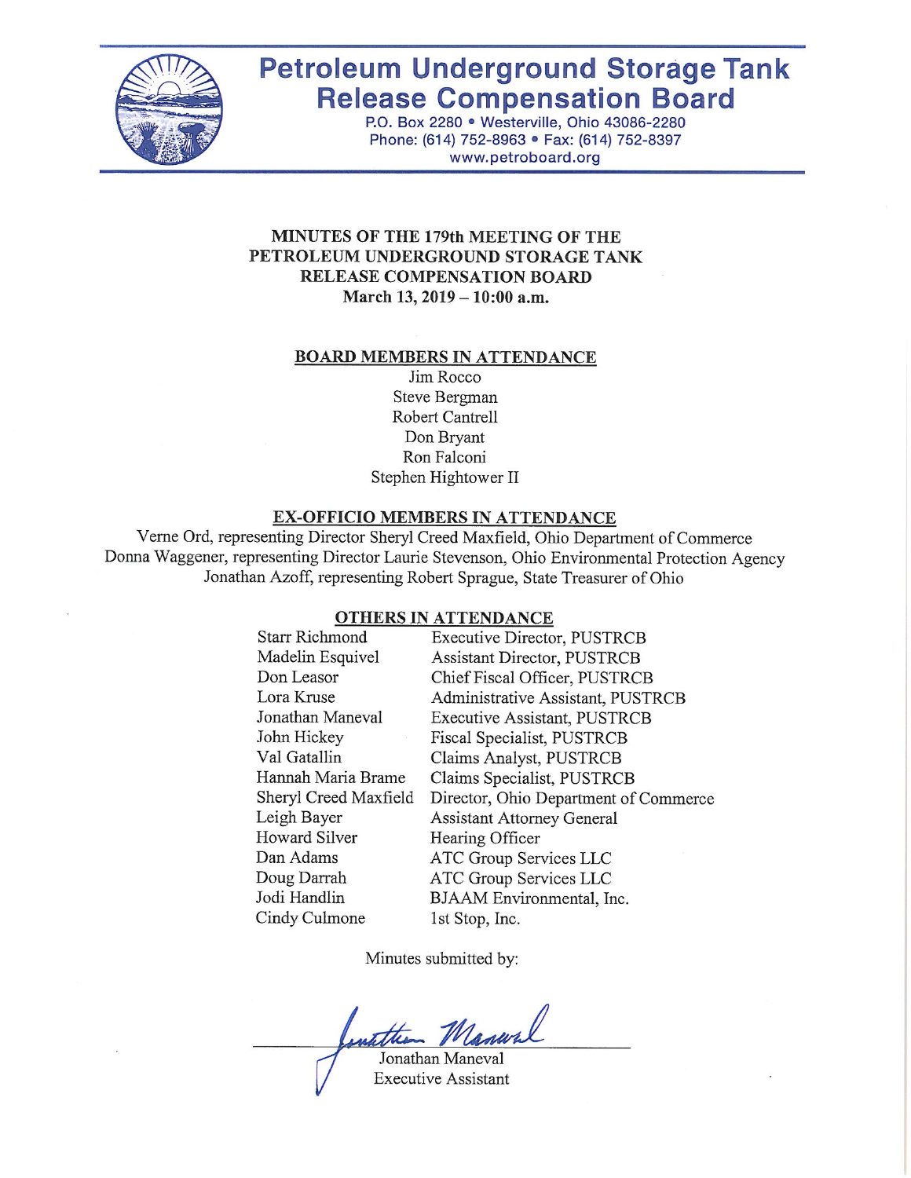# Petroleum Underground Storage Tank Release Compensation Board

P.O. Box 2280 • Westerville, Ohio 43086-2280
Phone: (614) 752-8963 • Fax: (614) 752-8397
www.petroboard.org

## MINUTES OF THE 179th MEETING OF THE PETROLEUM UNDERGROUND STORAGE TANK RELEASE COMPENSATION BOARD
### March 13, 2019 – 10:00 a.m.

**BOARD MEMBERS IN ATTENDANCE**

Jim Rocco
Steve Bergman
Robert Cantrell
Don Bryant
Ron Falconi
Stephen Hightower II

**EX-OFFICIO MEMBERS IN ATTENDANCE**

Verne Ord, representing Director Sheryl Creed Maxfield, Ohio Department of Commerce
Donna Waggener, representing Director Laurie Stevenson, Ohio Environmental Protection Agency
Jonathan Azoff, representing Robert Sprague, State Treasurer of Ohio

**OTHERS IN ATTENDANCE**

| | |
|---|---|
| Starr Richmond | Executive Director, PUSTRCB |
| Madelin Esquivel | Assistant Director, PUSTRCB |
| Don Leasor | Chief Fiscal Officer, PUSTRCB |
| Lora Kruse | Administrative Assistant, PUSTRCB |
| Jonathan Maneval | Executive Assistant, PUSTRCB |
| John Hickey | Fiscal Specialist, PUSTRCB |
| Val Gatallin | Claims Analyst, PUSTRCB |
| Hannah Maria Brame | Claims Specialist, PUSTRCB |
| Sheryl Creed Maxfield | Director, Ohio Department of Commerce |
| Leigh Bayer | Assistant Attorney General |
| Howard Silver | Hearing Officer |
| Dan Adams | ATC Group Services LLC |
| Doug Darrah | ATC Group Services LLC |
| Jodi Handlin | BJAAM Environmental, Inc. |
| Cindy Culmone | 1st Stop, Inc. |

Minutes submitted by:

Jonathan Maneval
Executive Assistant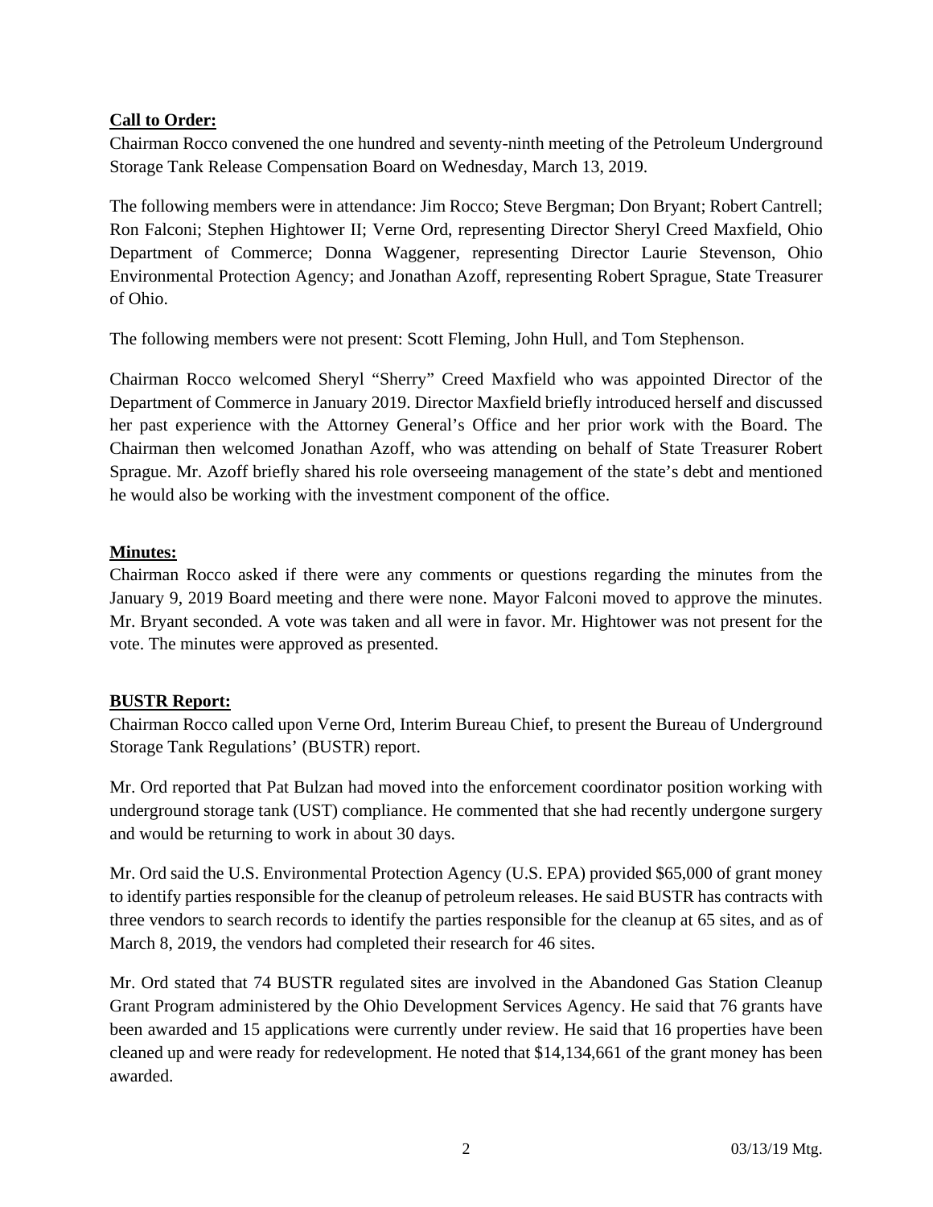**Call to Order:**

Chairman Rocco convened the one hundred and seventy-ninth meeting of the Petroleum Underground Storage Tank Release Compensation Board on Wednesday, March 13, 2019.

The following members were in attendance: Jim Rocco; Steve Bergman; Don Bryant; Robert Cantrell; Ron Falconi; Stephen Hightower II; Verne Ord, representing Director Sheryl Creed Maxfield, Ohio Department of Commerce; Donna Waggener, representing Director Laurie Stevenson, Ohio Environmental Protection Agency; and Jonathan Azoff, representing Robert Sprague, State Treasurer of Ohio.

The following members were not present: Scott Fleming, John Hull, and Tom Stephenson.

Chairman Rocco welcomed Sheryl "Sherry" Creed Maxfield who was appointed Director of the Department of Commerce in January 2019. Director Maxfield briefly introduced herself and discussed her past experience with the Attorney General's Office and her prior work with the Board. The Chairman then welcomed Jonathan Azoff, who was attending on behalf of State Treasurer Robert Sprague. Mr. Azoff briefly shared his role overseeing management of the state's debt and mentioned he would also be working with the investment component of the office.

**Minutes:**

Chairman Rocco asked if there were any comments or questions regarding the minutes from the January 9, 2019 Board meeting and there were none. Mayor Falconi moved to approve the minutes. Mr. Bryant seconded. A vote was taken and all were in favor. Mr. Hightower was not present for the vote. The minutes were approved as presented.

**BUSTR Report:**

Chairman Rocco called upon Verne Ord, Interim Bureau Chief, to present the Bureau of Underground Storage Tank Regulations' (BUSTR) report.

Mr. Ord reported that Pat Bulzan had moved into the enforcement coordinator position working with underground storage tank (UST) compliance. He commented that she had recently undergone surgery and would be returning to work in about 30 days.

Mr. Ord said the U.S. Environmental Protection Agency (U.S. EPA) provided $65,000 of grant money to identify parties responsible for the cleanup of petroleum releases. He said BUSTR has contracts with three vendors to search records to identify the parties responsible for the cleanup at 65 sites, and as of March 8, 2019, the vendors had completed their research for 46 sites.

Mr. Ord stated that 74 BUSTR regulated sites are involved in the Abandoned Gas Station Cleanup Grant Program administered by the Ohio Development Services Agency. He said that 76 grants have been awarded and 15 applications were currently under review. He said that 16 properties have been cleaned up and were ready for redevelopment. He noted that $14,134,661 of the grant money has been awarded.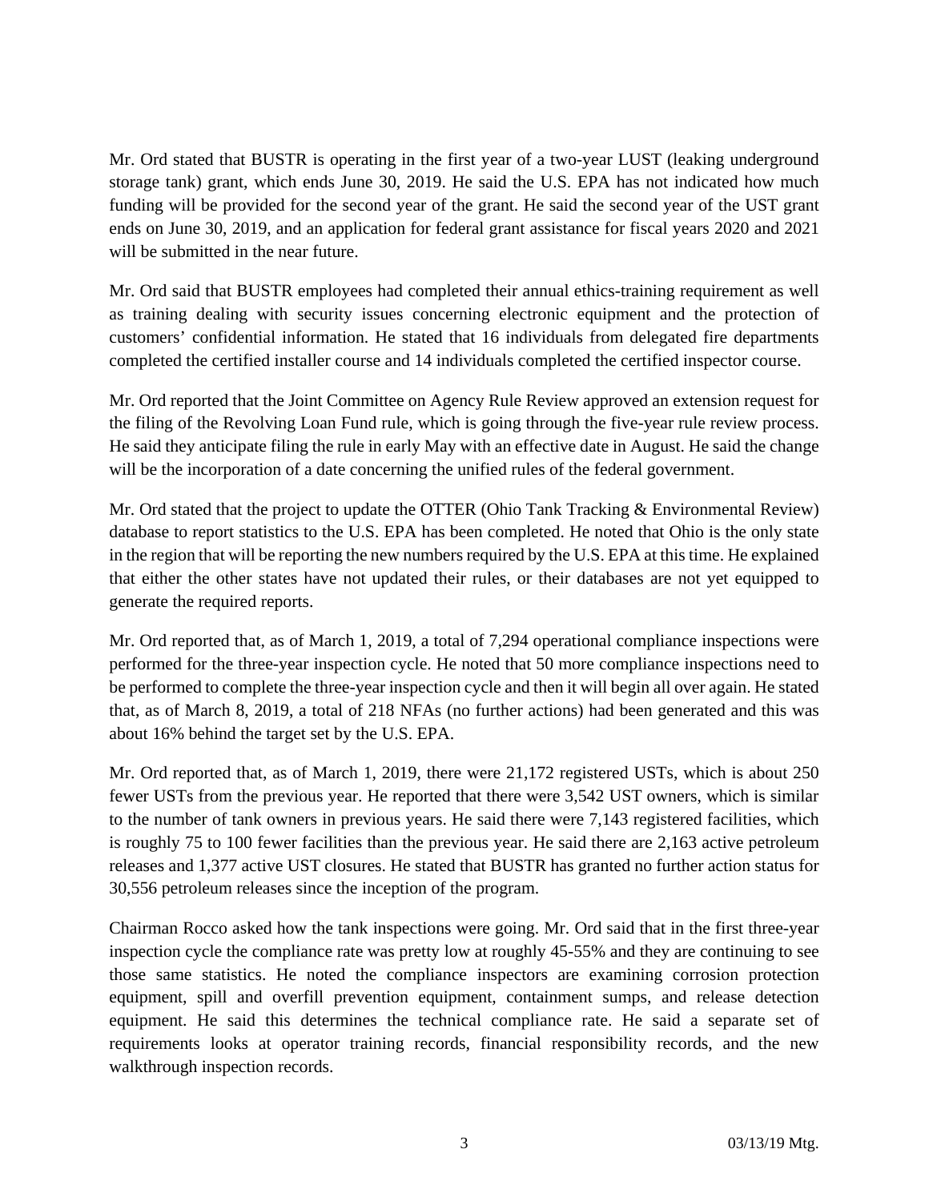Mr. Ord stated that BUSTR is operating in the first year of a two-year LUST (leaking underground storage tank) grant, which ends June 30, 2019. He said the U.S. EPA has not indicated how much funding will be provided for the second year of the grant. He said the second year of the UST grant ends on June 30, 2019, and an application for federal grant assistance for fiscal years 2020 and 2021 will be submitted in the near future.

Mr. Ord said that BUSTR employees had completed their annual ethics-training requirement as well as training dealing with security issues concerning electronic equipment and the protection of customers' confidential information. He stated that 16 individuals from delegated fire departments completed the certified installer course and 14 individuals completed the certified inspector course.

Mr. Ord reported that the Joint Committee on Agency Rule Review approved an extension request for the filing of the Revolving Loan Fund rule, which is going through the five-year rule review process. He said they anticipate filing the rule in early May with an effective date in August. He said the change will be the incorporation of a date concerning the unified rules of the federal government.

Mr. Ord stated that the project to update the OTTER (Ohio Tank Tracking & Environmental Review) database to report statistics to the U.S. EPA has been completed. He noted that Ohio is the only state in the region that will be reporting the new numbers required by the U.S. EPA at this time. He explained that either the other states have not updated their rules, or their databases are not yet equipped to generate the required reports.

Mr. Ord reported that, as of March 1, 2019, a total of 7,294 operational compliance inspections were performed for the three-year inspection cycle. He noted that 50 more compliance inspections need to be performed to complete the three-year inspection cycle and then it will begin all over again. He stated that, as of March 8, 2019, a total of 218 NFAs (no further actions) had been generated and this was about 16% behind the target set by the U.S. EPA.

Mr. Ord reported that, as of March 1, 2019, there were 21,172 registered USTs, which is about 250 fewer USTs from the previous year. He reported that there were 3,542 UST owners, which is similar to the number of tank owners in previous years. He said there were 7,143 registered facilities, which is roughly 75 to 100 fewer facilities than the previous year. He said there are 2,163 active petroleum releases and 1,377 active UST closures. He stated that BUSTR has granted no further action status for 30,556 petroleum releases since the inception of the program.

Chairman Rocco asked how the tank inspections were going. Mr. Ord said that in the first three-year inspection cycle the compliance rate was pretty low at roughly 45-55% and they are continuing to see those same statistics. He noted the compliance inspectors are examining corrosion protection equipment, spill and overfill prevention equipment, containment sumps, and release detection equipment. He said this determines the technical compliance rate. He said a separate set of requirements looks at operator training records, financial responsibility records, and the new walkthrough inspection records.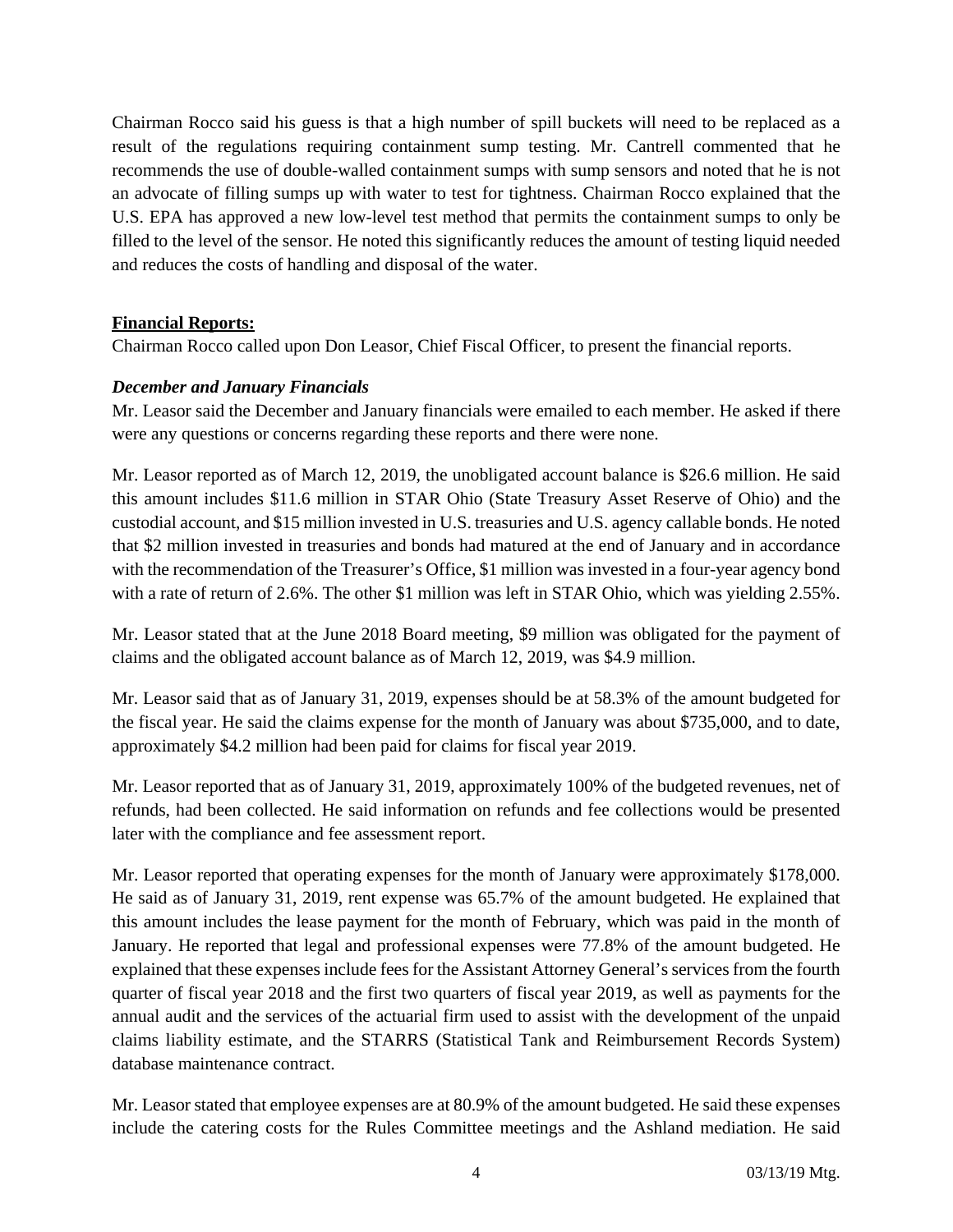Chairman Rocco said his guess is that a high number of spill buckets will need to be replaced as a result of the regulations requiring containment sump testing. Mr. Cantrell commented that he recommends the use of double-walled containment sumps with sump sensors and noted that he is not an advocate of filling sumps up with water to test for tightness. Chairman Rocco explained that the U.S. EPA has approved a new low-level test method that permits the containment sumps to only be filled to the level of the sensor. He noted this significantly reduces the amount of testing liquid needed and reduces the costs of handling and disposal of the water.

**Financial Reports:**

Chairman Rocco called upon Don Leasor, Chief Fiscal Officer, to present the financial reports.

***December and January Financials***

Mr. Leasor said the December and January financials were emailed to each member. He asked if there were any questions or concerns regarding these reports and there were none.

Mr. Leasor reported as of March 12, 2019, the unobligated account balance is $26.6 million. He said this amount includes $11.6 million in STAR Ohio (State Treasury Asset Reserve of Ohio) and the custodial account, and $15 million invested in U.S. treasuries and U.S. agency callable bonds. He noted that $2 million invested in treasuries and bonds had matured at the end of January and in accordance with the recommendation of the Treasurer's Office, $1 million was invested in a four-year agency bond with a rate of return of 2.6%. The other $1 million was left in STAR Ohio, which was yielding 2.55%.

Mr. Leasor stated that at the June 2018 Board meeting, $9 million was obligated for the payment of claims and the obligated account balance as of March 12, 2019, was $4.9 million.

Mr. Leasor said that as of January 31, 2019, expenses should be at 58.3% of the amount budgeted for the fiscal year. He said the claims expense for the month of January was about $735,000, and to date, approximately $4.2 million had been paid for claims for fiscal year 2019.

Mr. Leasor reported that as of January 31, 2019, approximately 100% of the budgeted revenues, net of refunds, had been collected. He said information on refunds and fee collections would be presented later with the compliance and fee assessment report.

Mr. Leasor reported that operating expenses for the month of January were approximately $178,000. He said as of January 31, 2019, rent expense was 65.7% of the amount budgeted. He explained that this amount includes the lease payment for the month of February, which was paid in the month of January. He reported that legal and professional expenses were 77.8% of the amount budgeted. He explained that these expenses include fees for the Assistant Attorney General's services from the fourth quarter of fiscal year 2018 and the first two quarters of fiscal year 2019, as well as payments for the annual audit and the services of the actuarial firm used to assist with the development of the unpaid claims liability estimate, and the STARRS (Statistical Tank and Reimbursement Records System) database maintenance contract.

Mr. Leasor stated that employee expenses are at 80.9% of the amount budgeted. He said these expenses include the catering costs for the Rules Committee meetings and the Ashland mediation. He said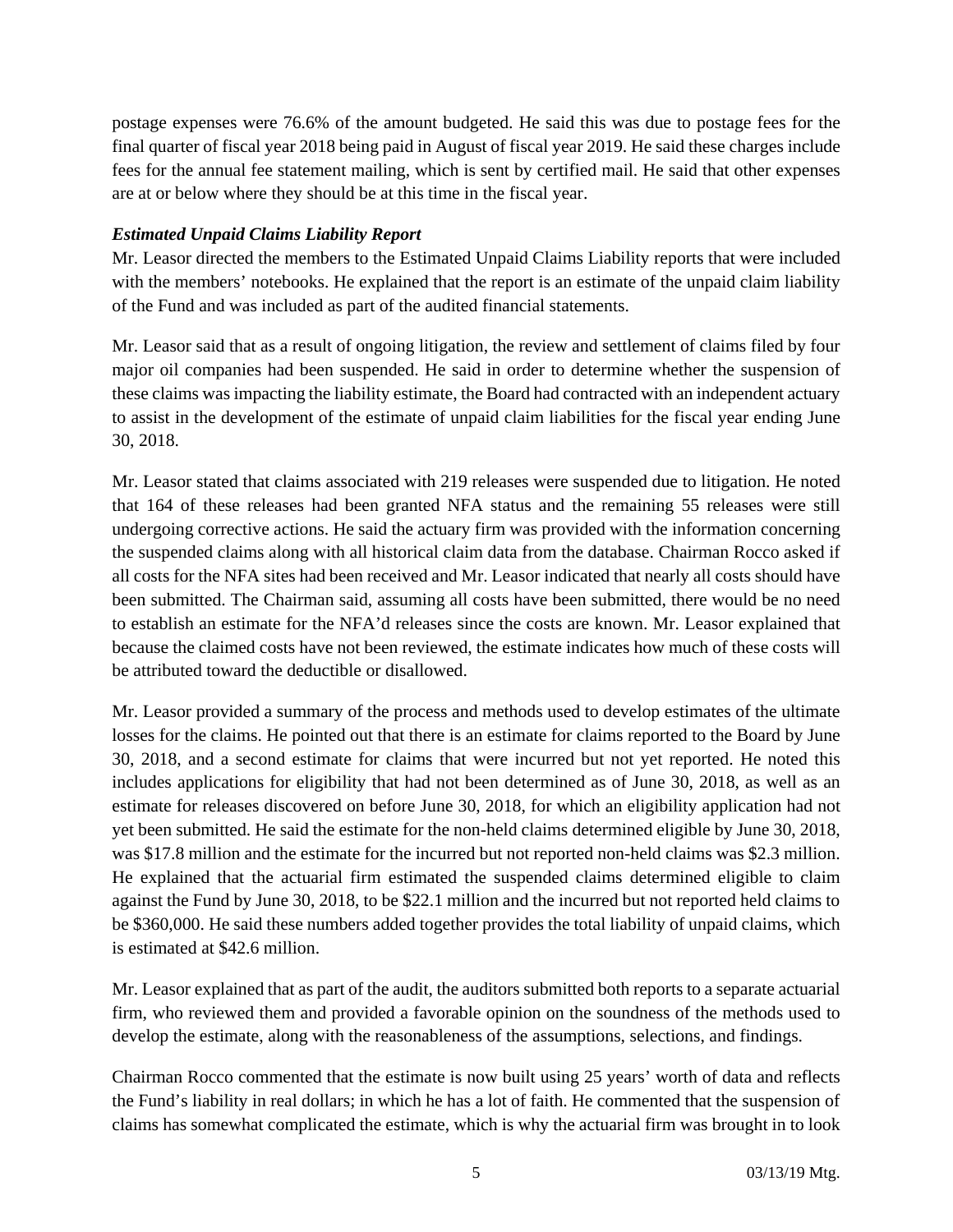postage expenses were 76.6% of the amount budgeted. He said this was due to postage fees for the final quarter of fiscal year 2018 being paid in August of fiscal year 2019. He said these charges include fees for the annual fee statement mailing, which is sent by certified mail. He said that other expenses are at or below where they should be at this time in the fiscal year.

***Estimated Unpaid Claims Liability Report***

Mr. Leasor directed the members to the Estimated Unpaid Claims Liability reports that were included with the members' notebooks. He explained that the report is an estimate of the unpaid claim liability of the Fund and was included as part of the audited financial statements.

Mr. Leasor said that as a result of ongoing litigation, the review and settlement of claims filed by four major oil companies had been suspended. He said in order to determine whether the suspension of these claims was impacting the liability estimate, the Board had contracted with an independent actuary to assist in the development of the estimate of unpaid claim liabilities for the fiscal year ending June 30, 2018.

Mr. Leasor stated that claims associated with 219 releases were suspended due to litigation. He noted that 164 of these releases had been granted NFA status and the remaining 55 releases were still undergoing corrective actions. He said the actuary firm was provided with the information concerning the suspended claims along with all historical claim data from the database. Chairman Rocco asked if all costs for the NFA sites had been received and Mr. Leasor indicated that nearly all costs should have been submitted. The Chairman said, assuming all costs have been submitted, there would be no need to establish an estimate for the NFA'd releases since the costs are known. Mr. Leasor explained that because the claimed costs have not been reviewed, the estimate indicates how much of these costs will be attributed toward the deductible or disallowed.

Mr. Leasor provided a summary of the process and methods used to develop estimates of the ultimate losses for the claims. He pointed out that there is an estimate for claims reported to the Board by June 30, 2018, and a second estimate for claims that were incurred but not yet reported. He noted this includes applications for eligibility that had not been determined as of June 30, 2018, as well as an estimate for releases discovered on before June 30, 2018, for which an eligibility application had not yet been submitted. He said the estimate for the non-held claims determined eligible by June 30, 2018, was $17.8 million and the estimate for the incurred but not reported non-held claims was $2.3 million. He explained that the actuarial firm estimated the suspended claims determined eligible to claim against the Fund by June 30, 2018, to be $22.1 million and the incurred but not reported held claims to be $360,000. He said these numbers added together provides the total liability of unpaid claims, which is estimated at $42.6 million.

Mr. Leasor explained that as part of the audit, the auditors submitted both reports to a separate actuarial firm, who reviewed them and provided a favorable opinion on the soundness of the methods used to develop the estimate, along with the reasonableness of the assumptions, selections, and findings.

Chairman Rocco commented that the estimate is now built using 25 years' worth of data and reflects the Fund's liability in real dollars; in which he has a lot of faith. He commented that the suspension of claims has somewhat complicated the estimate, which is why the actuarial firm was brought in to look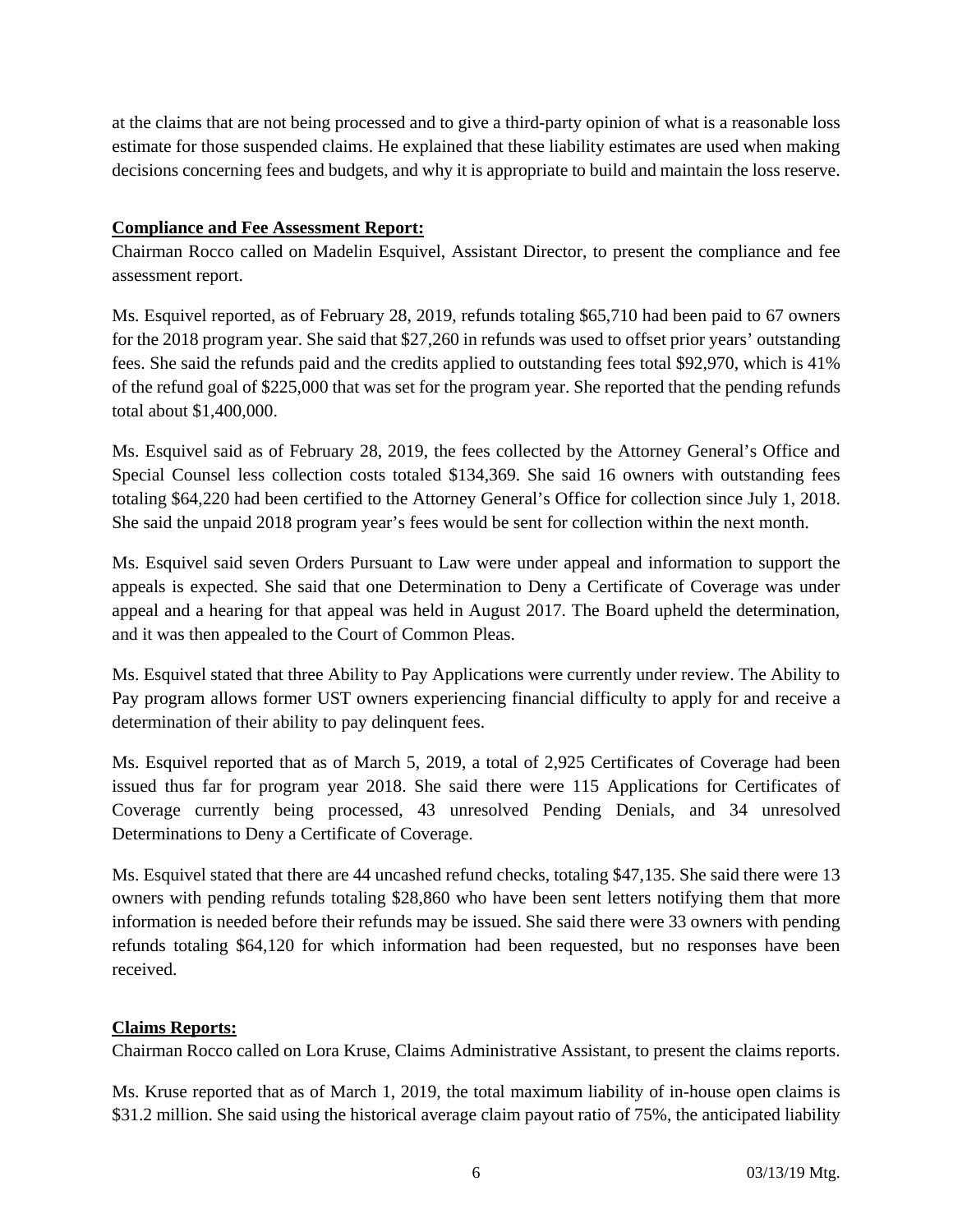at the claims that are not being processed and to give a third-party opinion of what is a reasonable loss estimate for those suspended claims. He explained that these liability estimates are used when making decisions concerning fees and budgets, and why it is appropriate to build and maintain the loss reserve.

**Compliance and Fee Assessment Report:**

Chairman Rocco called on Madelin Esquivel, Assistant Director, to present the compliance and fee assessment report.

Ms. Esquivel reported, as of February 28, 2019, refunds totaling $65,710 had been paid to 67 owners for the 2018 program year. She said that $27,260 in refunds was used to offset prior years' outstanding fees. She said the refunds paid and the credits applied to outstanding fees total $92,970, which is 41% of the refund goal of $225,000 that was set for the program year. She reported that the pending refunds total about $1,400,000.

Ms. Esquivel said as of February 28, 2019, the fees collected by the Attorney General's Office and Special Counsel less collection costs totaled $134,369. She said 16 owners with outstanding fees totaling $64,220 had been certified to the Attorney General's Office for collection since July 1, 2018. She said the unpaid 2018 program year's fees would be sent for collection within the next month.

Ms. Esquivel said seven Orders Pursuant to Law were under appeal and information to support the appeals is expected. She said that one Determination to Deny a Certificate of Coverage was under appeal and a hearing for that appeal was held in August 2017. The Board upheld the determination, and it was then appealed to the Court of Common Pleas.

Ms. Esquivel stated that three Ability to Pay Applications were currently under review. The Ability to Pay program allows former UST owners experiencing financial difficulty to apply for and receive a determination of their ability to pay delinquent fees.

Ms. Esquivel reported that as of March 5, 2019, a total of 2,925 Certificates of Coverage had been issued thus far for program year 2018. She said there were 115 Applications for Certificates of Coverage currently being processed, 43 unresolved Pending Denials, and 34 unresolved Determinations to Deny a Certificate of Coverage.

Ms. Esquivel stated that there are 44 uncashed refund checks, totaling $47,135. She said there were 13 owners with pending refunds totaling $28,860 who have been sent letters notifying them that more information is needed before their refunds may be issued. She said there were 33 owners with pending refunds totaling $64,120 for which information had been requested, but no responses have been received.

**Claims Reports:**

Chairman Rocco called on Lora Kruse, Claims Administrative Assistant, to present the claims reports.

Ms. Kruse reported that as of March 1, 2019, the total maximum liability of in-house open claims is $31.2 million. She said using the historical average claim payout ratio of 75%, the anticipated liability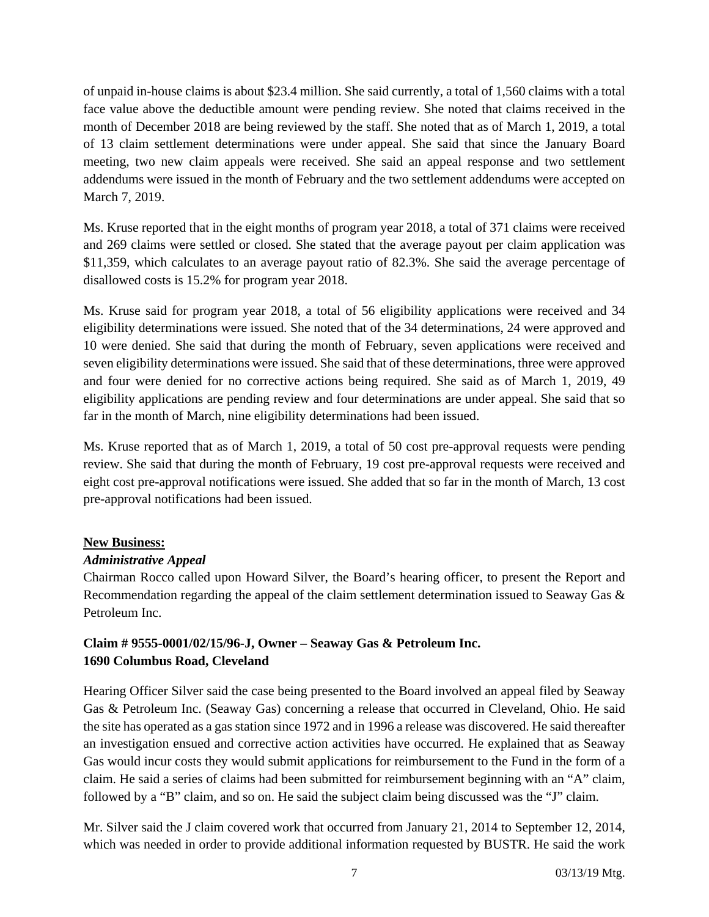of unpaid in-house claims is about $23.4 million. She said currently, a total of 1,560 claims with a total face value above the deductible amount were pending review. She noted that claims received in the month of December 2018 are being reviewed by the staff. She noted that as of March 1, 2019, a total of 13 claim settlement determinations were under appeal. She said that since the January Board meeting, two new claim appeals were received. She said an appeal response and two settlement addendums were issued in the month of February and the two settlement addendums were accepted on March 7, 2019.

Ms. Kruse reported that in the eight months of program year 2018, a total of 371 claims were received and 269 claims were settled or closed. She stated that the average payout per claim application was $11,359, which calculates to an average payout ratio of 82.3%. She said the average percentage of disallowed costs is 15.2% for program year 2018.

Ms. Kruse said for program year 2018, a total of 56 eligibility applications were received and 34 eligibility determinations were issued. She noted that of the 34 determinations, 24 were approved and 10 were denied. She said that during the month of February, seven applications were received and seven eligibility determinations were issued. She said that of these determinations, three were approved and four were denied for no corrective actions being required. She said as of March 1, 2019, 49 eligibility applications are pending review and four determinations are under appeal. She said that so far in the month of March, nine eligibility determinations had been issued.

Ms. Kruse reported that as of March 1, 2019, a total of 50 cost pre-approval requests were pending review. She said that during the month of February, 19 cost pre-approval requests were received and eight cost pre-approval notifications were issued. She added that so far in the month of March, 13 cost pre-approval notifications had been issued.

**New Business:**

***Administrative Appeal***

Chairman Rocco called upon Howard Silver, the Board's hearing officer, to present the Report and Recommendation regarding the appeal of the claim settlement determination issued to Seaway Gas & Petroleum Inc.

**Claim # 9555-0001/02/15/96-J, Owner – Seaway Gas & Petroleum Inc.**
**1690 Columbus Road, Cleveland**

Hearing Officer Silver said the case being presented to the Board involved an appeal filed by Seaway Gas & Petroleum Inc. (Seaway Gas) concerning a release that occurred in Cleveland, Ohio. He said the site has operated as a gas station since 1972 and in 1996 a release was discovered. He said thereafter an investigation ensued and corrective action activities have occurred. He explained that as Seaway Gas would incur costs they would submit applications for reimbursement to the Fund in the form of a claim. He said a series of claims had been submitted for reimbursement beginning with an "A" claim, followed by a "B" claim, and so on. He said the subject claim being discussed was the "J" claim.

Mr. Silver said the J claim covered work that occurred from January 21, 2014 to September 12, 2014, which was needed in order to provide additional information requested by BUSTR. He said the work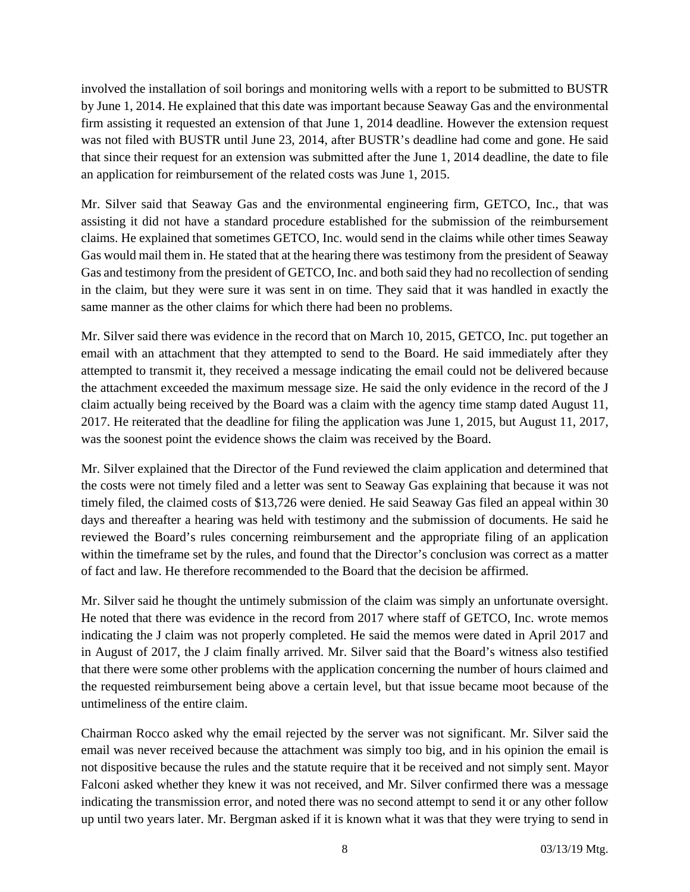involved the installation of soil borings and monitoring wells with a report to be submitted to BUSTR by June 1, 2014. He explained that this date was important because Seaway Gas and the environmental firm assisting it requested an extension of that June 1, 2014 deadline. However the extension request was not filed with BUSTR until June 23, 2014, after BUSTR's deadline had come and gone. He said that since their request for an extension was submitted after the June 1, 2014 deadline, the date to file an application for reimbursement of the related costs was June 1, 2015.

Mr. Silver said that Seaway Gas and the environmental engineering firm, GETCO, Inc., that was assisting it did not have a standard procedure established for the submission of the reimbursement claims. He explained that sometimes GETCO, Inc. would send in the claims while other times Seaway Gas would mail them in. He stated that at the hearing there was testimony from the president of Seaway Gas and testimony from the president of GETCO, Inc. and both said they had no recollection of sending in the claim, but they were sure it was sent in on time. They said that it was handled in exactly the same manner as the other claims for which there had been no problems.

Mr. Silver said there was evidence in the record that on March 10, 2015, GETCO, Inc. put together an email with an attachment that they attempted to send to the Board. He said immediately after they attempted to transmit it, they received a message indicating the email could not be delivered because the attachment exceeded the maximum message size. He said the only evidence in the record of the J claim actually being received by the Board was a claim with the agency time stamp dated August 11, 2017. He reiterated that the deadline for filing the application was June 1, 2015, but August 11, 2017, was the soonest point the evidence shows the claim was received by the Board.

Mr. Silver explained that the Director of the Fund reviewed the claim application and determined that the costs were not timely filed and a letter was sent to Seaway Gas explaining that because it was not timely filed, the claimed costs of $13,726 were denied. He said Seaway Gas filed an appeal within 30 days and thereafter a hearing was held with testimony and the submission of documents. He said he reviewed the Board's rules concerning reimbursement and the appropriate filing of an application within the timeframe set by the rules, and found that the Director's conclusion was correct as a matter of fact and law. He therefore recommended to the Board that the decision be affirmed.

Mr. Silver said he thought the untimely submission of the claim was simply an unfortunate oversight. He noted that there was evidence in the record from 2017 where staff of GETCO, Inc. wrote memos indicating the J claim was not properly completed. He said the memos were dated in April 2017 and in August of 2017, the J claim finally arrived. Mr. Silver said that the Board's witness also testified that there were some other problems with the application concerning the number of hours claimed and the requested reimbursement being above a certain level, but that issue became moot because of the untimeliness of the entire claim.

Chairman Rocco asked why the email rejected by the server was not significant. Mr. Silver said the email was never received because the attachment was simply too big, and in his opinion the email is not dispositive because the rules and the statute require that it be received and not simply sent. Mayor Falconi asked whether they knew it was not received, and Mr. Silver confirmed there was a message indicating the transmission error, and noted there was no second attempt to send it or any other follow up until two years later. Mr. Bergman asked if it is known what it was that they were trying to send in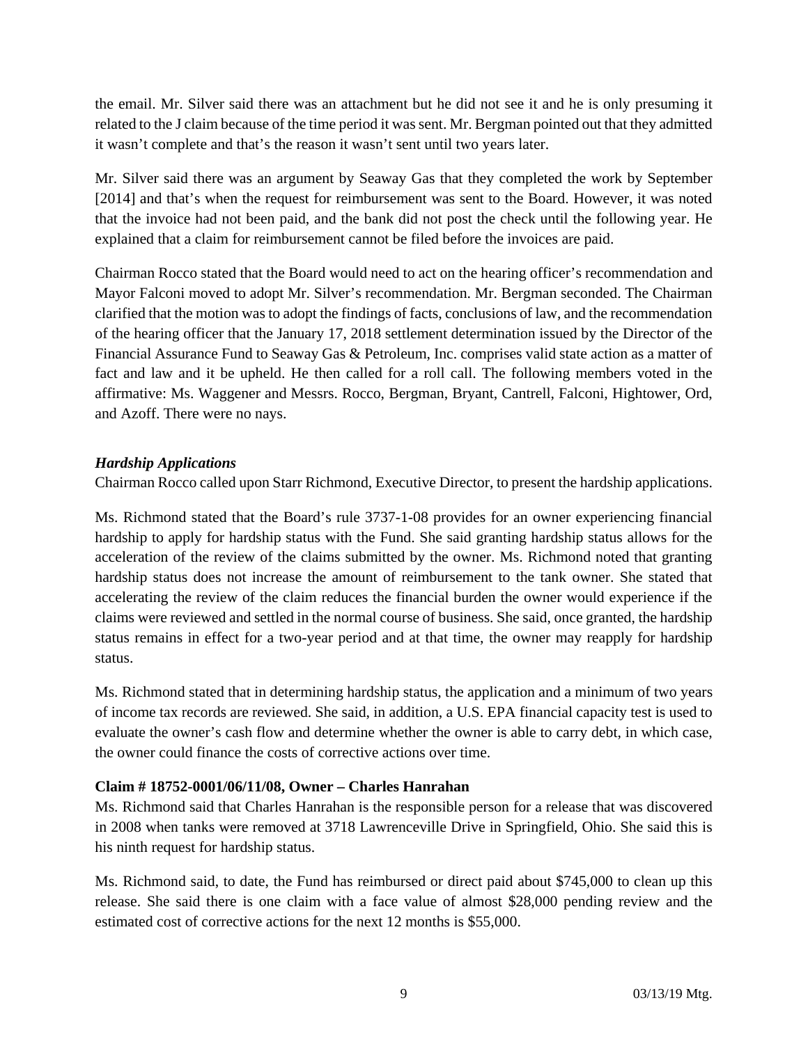the email. Mr. Silver said there was an attachment but he did not see it and he is only presuming it related to the J claim because of the time period it was sent. Mr. Bergman pointed out that they admitted it wasn't complete and that's the reason it wasn't sent until two years later.

Mr. Silver said there was an argument by Seaway Gas that they completed the work by September [2014] and that's when the request for reimbursement was sent to the Board. However, it was noted that the invoice had not been paid, and the bank did not post the check until the following year. He explained that a claim for reimbursement cannot be filed before the invoices are paid.

Chairman Rocco stated that the Board would need to act on the hearing officer's recommendation and Mayor Falconi moved to adopt Mr. Silver's recommendation. Mr. Bergman seconded. The Chairman clarified that the motion was to adopt the findings of facts, conclusions of law, and the recommendation of the hearing officer that the January 17, 2018 settlement determination issued by the Director of the Financial Assurance Fund to Seaway Gas & Petroleum, Inc. comprises valid state action as a matter of fact and law and it be upheld. He then called for a roll call. The following members voted in the affirmative: Ms. Waggener and Messrs. Rocco, Bergman, Bryant, Cantrell, Falconi, Hightower, Ord, and Azoff. There were no nays.

### *Hardship Applications*

Chairman Rocco called upon Starr Richmond, Executive Director, to present the hardship applications.

Ms. Richmond stated that the Board's rule 3737-1-08 provides for an owner experiencing financial hardship to apply for hardship status with the Fund. She said granting hardship status allows for the acceleration of the review of the claims submitted by the owner. Ms. Richmond noted that granting hardship status does not increase the amount of reimbursement to the tank owner. She stated that accelerating the review of the claim reduces the financial burden the owner would experience if the claims were reviewed and settled in the normal course of business. She said, once granted, the hardship status remains in effect for a two-year period and at that time, the owner may reapply for hardship status.

Ms. Richmond stated that in determining hardship status, the application and a minimum of two years of income tax records are reviewed. She said, in addition, a U.S. EPA financial capacity test is used to evaluate the owner's cash flow and determine whether the owner is able to carry debt, in which case, the owner could finance the costs of corrective actions over time.

**Claim # 18752-0001/06/11/08, Owner – Charles Hanrahan**

Ms. Richmond said that Charles Hanrahan is the responsible person for a release that was discovered in 2008 when tanks were removed at 3718 Lawrenceville Drive in Springfield, Ohio. She said this is his ninth request for hardship status.

Ms. Richmond said, to date, the Fund has reimbursed or direct paid about $745,000 to clean up this release. She said there is one claim with a face value of almost $28,000 pending review and the estimated cost of corrective actions for the next 12 months is $55,000.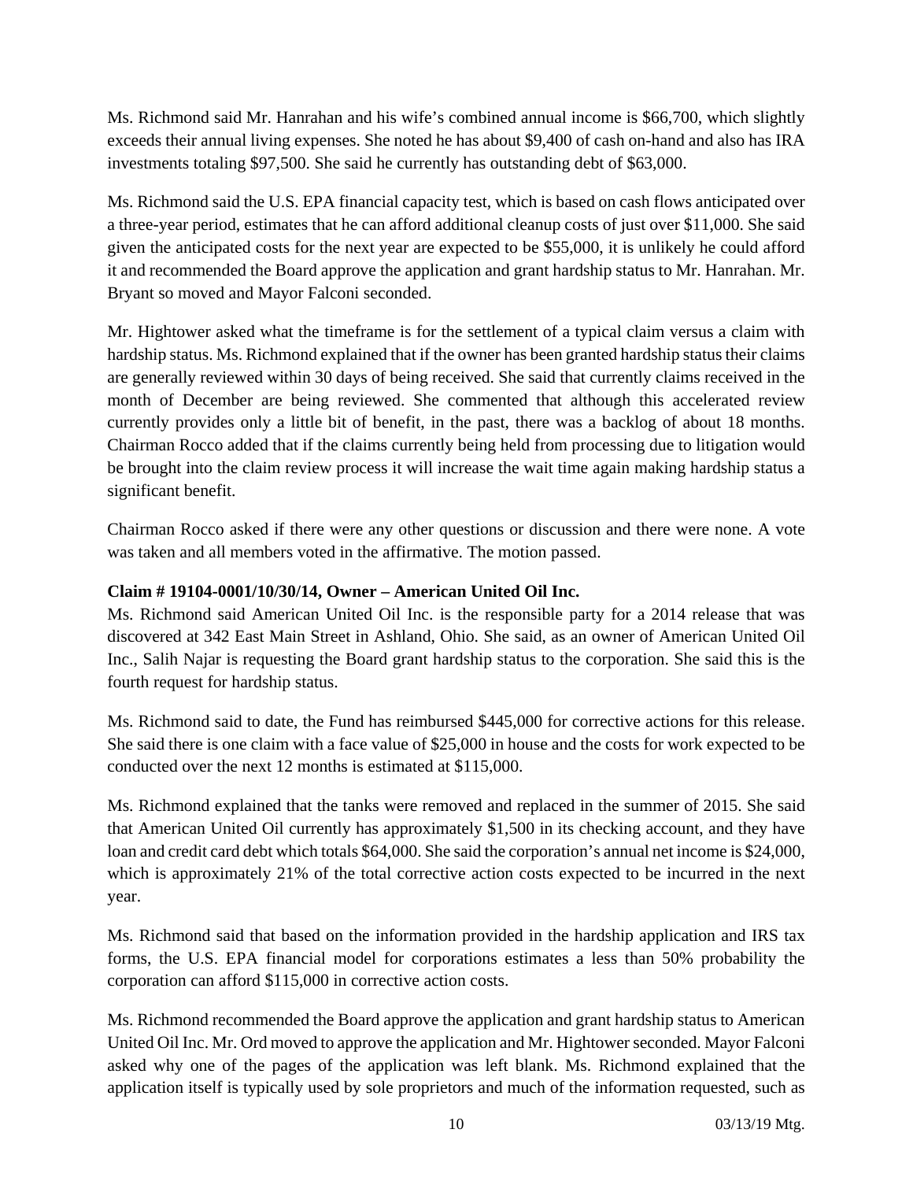Ms. Richmond said Mr. Hanrahan and his wife's combined annual income is $66,700, which slightly exceeds their annual living expenses. She noted he has about $9,400 of cash on-hand and also has IRA investments totaling $97,500. She said he currently has outstanding debt of $63,000.

Ms. Richmond said the U.S. EPA financial capacity test, which is based on cash flows anticipated over a three-year period, estimates that he can afford additional cleanup costs of just over $11,000. She said given the anticipated costs for the next year are expected to be $55,000, it is unlikely he could afford it and recommended the Board approve the application and grant hardship status to Mr. Hanrahan. Mr. Bryant so moved and Mayor Falconi seconded.

Mr. Hightower asked what the timeframe is for the settlement of a typical claim versus a claim with hardship status. Ms. Richmond explained that if the owner has been granted hardship status their claims are generally reviewed within 30 days of being received. She said that currently claims received in the month of December are being reviewed. She commented that although this accelerated review currently provides only a little bit of benefit, in the past, there was a backlog of about 18 months. Chairman Rocco added that if the claims currently being held from processing due to litigation would be brought into the claim review process it will increase the wait time again making hardship status a significant benefit.

Chairman Rocco asked if there were any other questions or discussion and there were none. A vote was taken and all members voted in the affirmative. The motion passed.

**Claim # 19104-0001/10/30/14, Owner – American United Oil Inc.**

Ms. Richmond said American United Oil Inc. is the responsible party for a 2014 release that was discovered at 342 East Main Street in Ashland, Ohio. She said, as an owner of American United Oil Inc., Salih Najar is requesting the Board grant hardship status to the corporation. She said this is the fourth request for hardship status.

Ms. Richmond said to date, the Fund has reimbursed $445,000 for corrective actions for this release. She said there is one claim with a face value of $25,000 in house and the costs for work expected to be conducted over the next 12 months is estimated at $115,000.

Ms. Richmond explained that the tanks were removed and replaced in the summer of 2015. She said that American United Oil currently has approximately $1,500 in its checking account, and they have loan and credit card debt which totals $64,000. She said the corporation's annual net income is $24,000, which is approximately 21% of the total corrective action costs expected to be incurred in the next year.

Ms. Richmond said that based on the information provided in the hardship application and IRS tax forms, the U.S. EPA financial model for corporations estimates a less than 50% probability the corporation can afford $115,000 in corrective action costs.

Ms. Richmond recommended the Board approve the application and grant hardship status to American United Oil Inc. Mr. Ord moved to approve the application and Mr. Hightower seconded. Mayor Falconi asked why one of the pages of the application was left blank. Ms. Richmond explained that the application itself is typically used by sole proprietors and much of the information requested, such as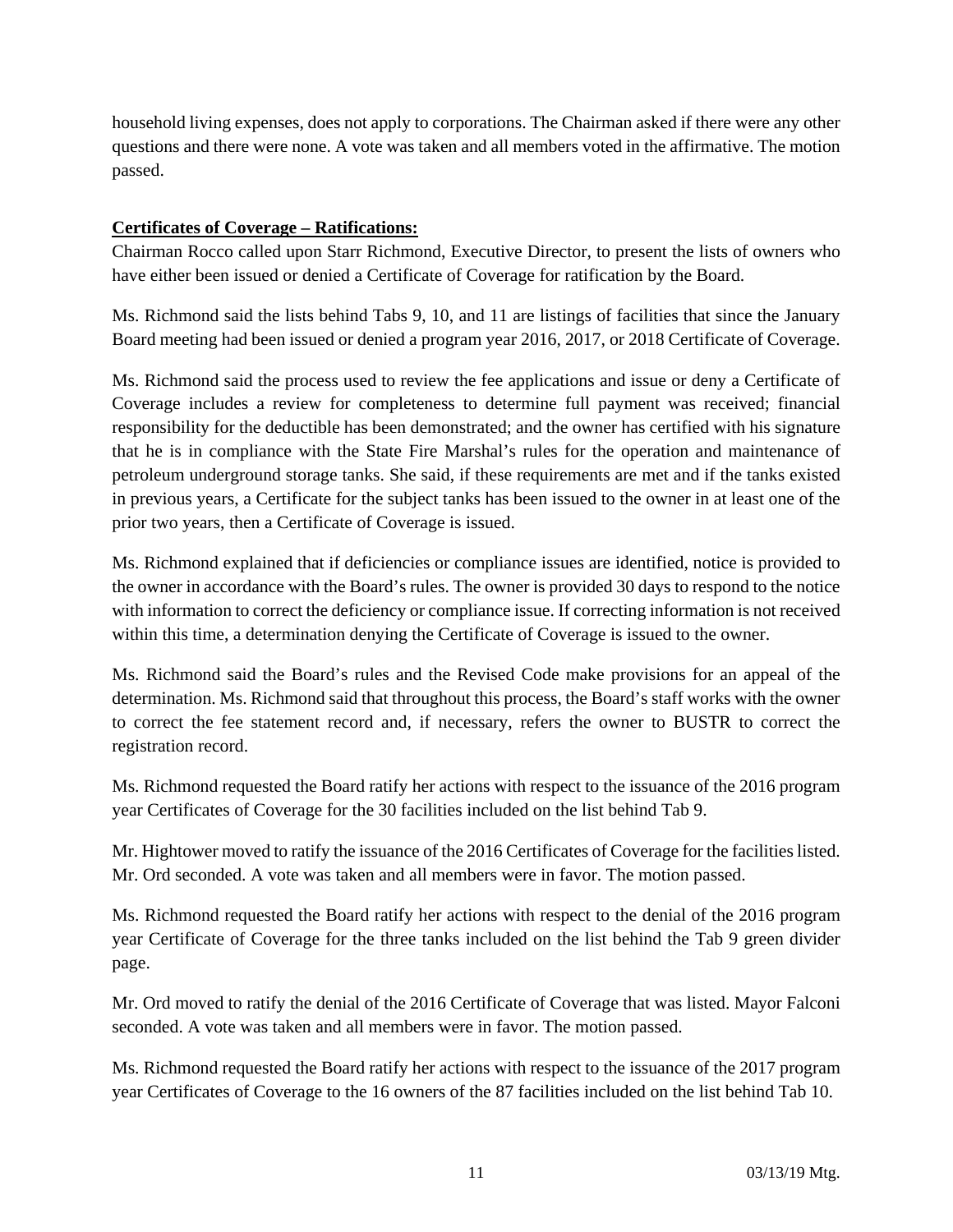household living expenses, does not apply to corporations. The Chairman asked if there were any other questions and there were none. A vote was taken and all members voted in the affirmative. The motion passed.

**Certificates of Coverage – Ratifications:**

Chairman Rocco called upon Starr Richmond, Executive Director, to present the lists of owners who have either been issued or denied a Certificate of Coverage for ratification by the Board.

Ms. Richmond said the lists behind Tabs 9, 10, and 11 are listings of facilities that since the January Board meeting had been issued or denied a program year 2016, 2017, or 2018 Certificate of Coverage.

Ms. Richmond said the process used to review the fee applications and issue or deny a Certificate of Coverage includes a review for completeness to determine full payment was received; financial responsibility for the deductible has been demonstrated; and the owner has certified with his signature that he is in compliance with the State Fire Marshal's rules for the operation and maintenance of petroleum underground storage tanks. She said, if these requirements are met and if the tanks existed in previous years, a Certificate for the subject tanks has been issued to the owner in at least one of the prior two years, then a Certificate of Coverage is issued.

Ms. Richmond explained that if deficiencies or compliance issues are identified, notice is provided to the owner in accordance with the Board's rules. The owner is provided 30 days to respond to the notice with information to correct the deficiency or compliance issue. If correcting information is not received within this time, a determination denying the Certificate of Coverage is issued to the owner.

Ms. Richmond said the Board's rules and the Revised Code make provisions for an appeal of the determination. Ms. Richmond said that throughout this process, the Board's staff works with the owner to correct the fee statement record and, if necessary, refers the owner to BUSTR to correct the registration record.

Ms. Richmond requested the Board ratify her actions with respect to the issuance of the 2016 program year Certificates of Coverage for the 30 facilities included on the list behind Tab 9.

Mr. Hightower moved to ratify the issuance of the 2016 Certificates of Coverage for the facilities listed. Mr. Ord seconded. A vote was taken and all members were in favor. The motion passed.

Ms. Richmond requested the Board ratify her actions with respect to the denial of the 2016 program year Certificate of Coverage for the three tanks included on the list behind the Tab 9 green divider page.

Mr. Ord moved to ratify the denial of the 2016 Certificate of Coverage that was listed. Mayor Falconi seconded. A vote was taken and all members were in favor. The motion passed.

Ms. Richmond requested the Board ratify her actions with respect to the issuance of the 2017 program year Certificates of Coverage to the 16 owners of the 87 facilities included on the list behind Tab 10.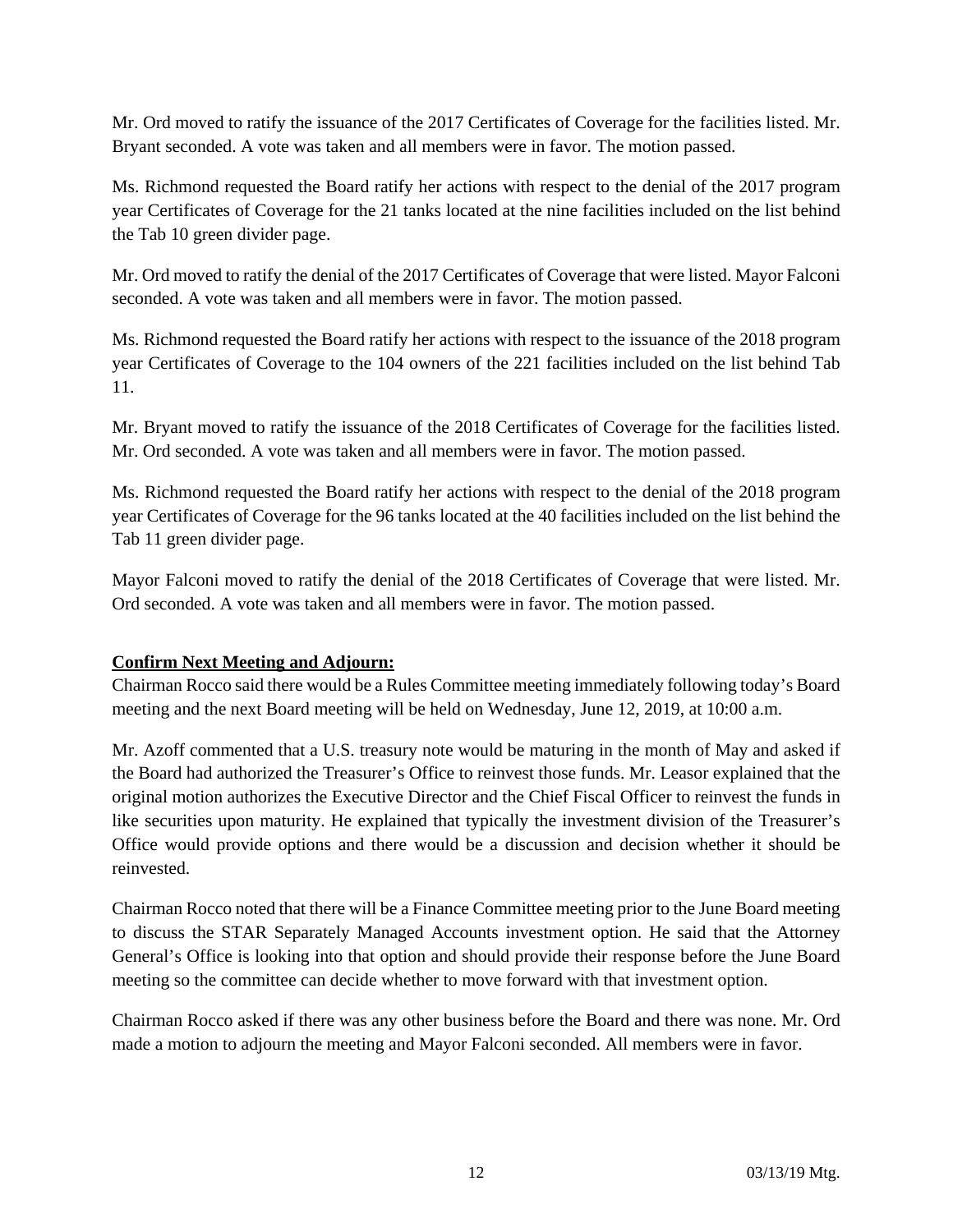Mr. Ord moved to ratify the issuance of the 2017 Certificates of Coverage for the facilities listed. Mr. Bryant seconded. A vote was taken and all members were in favor. The motion passed.

Ms. Richmond requested the Board ratify her actions with respect to the denial of the 2017 program year Certificates of Coverage for the 21 tanks located at the nine facilities included on the list behind the Tab 10 green divider page.

Mr. Ord moved to ratify the denial of the 2017 Certificates of Coverage that were listed. Mayor Falconi seconded. A vote was taken and all members were in favor. The motion passed.

Ms. Richmond requested the Board ratify her actions with respect to the issuance of the 2018 program year Certificates of Coverage to the 104 owners of the 221 facilities included on the list behind Tab 11.

Mr. Bryant moved to ratify the issuance of the 2018 Certificates of Coverage for the facilities listed. Mr. Ord seconded. A vote was taken and all members were in favor. The motion passed.

Ms. Richmond requested the Board ratify her actions with respect to the denial of the 2018 program year Certificates of Coverage for the 96 tanks located at the 40 facilities included on the list behind the Tab 11 green divider page.

Mayor Falconi moved to ratify the denial of the 2018 Certificates of Coverage that were listed. Mr. Ord seconded. A vote was taken and all members were in favor. The motion passed.

**Confirm Next Meeting and Adjourn:**

Chairman Rocco said there would be a Rules Committee meeting immediately following today's Board meeting and the next Board meeting will be held on Wednesday, June 12, 2019, at 10:00 a.m.

Mr. Azoff commented that a U.S. treasury note would be maturing in the month of May and asked if the Board had authorized the Treasurer's Office to reinvest those funds. Mr. Leasor explained that the original motion authorizes the Executive Director and the Chief Fiscal Officer to reinvest the funds in like securities upon maturity. He explained that typically the investment division of the Treasurer's Office would provide options and there would be a discussion and decision whether it should be reinvested.

Chairman Rocco noted that there will be a Finance Committee meeting prior to the June Board meeting to discuss the STAR Separately Managed Accounts investment option. He said that the Attorney General's Office is looking into that option and should provide their response before the June Board meeting so the committee can decide whether to move forward with that investment option.

Chairman Rocco asked if there was any other business before the Board and there was none. Mr. Ord made a motion to adjourn the meeting and Mayor Falconi seconded. All members were in favor.